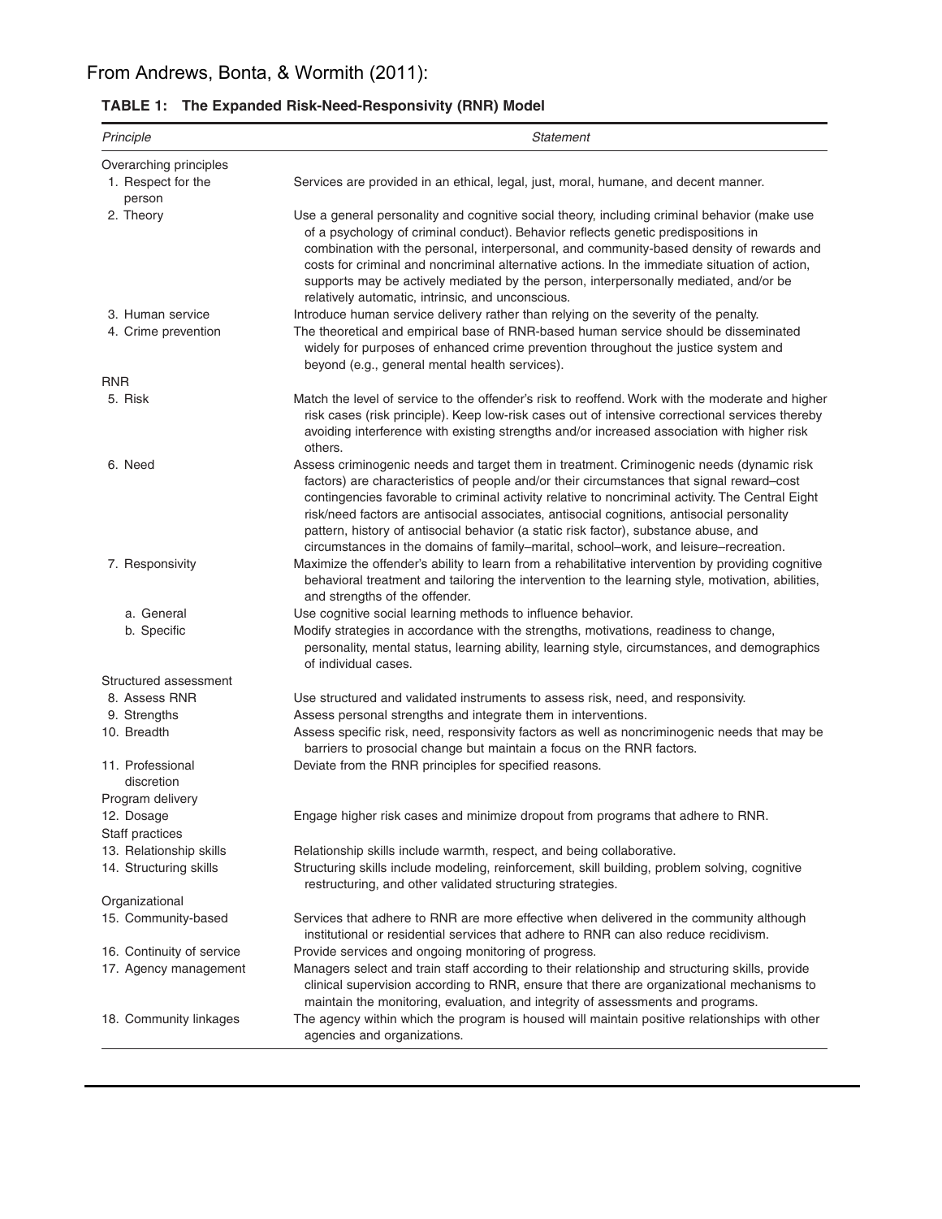From Andrews, Bonta, & Wormith (2011):

**TABLE 1: The Expanded Risk-Need-Responsivity (RNR) Model**

| *Principle* | *Statement* |
|---|---|
| Overarching principles | |
| 1. Respect for the person | Services are provided in an ethical, legal, just, moral, humane, and decent manner. |
| 2. Theory | Use a general personality and cognitive social theory, including criminal behavior (make use of a psychology of criminal conduct). Behavior reflects genetic predispositions in combination with the personal, interpersonal, and community-based density of rewards and costs for criminal and noncriminal alternative actions. In the immediate situation of action, supports may be actively mediated by the person, interpersonally mediated, and/or be relatively automatic, intrinsic, and unconscious. |
| 3. Human service | Introduce human service delivery rather than relying on the severity of the penalty. |
| 4. Crime prevention | The theoretical and empirical base of RNR-based human service should be disseminated widely for purposes of enhanced crime prevention throughout the justice system and beyond (e.g., general mental health services). |
| RNR | |
| 5. Risk | Match the level of service to the offender's risk to reoffend. Work with the moderate and higher risk cases (risk principle). Keep low-risk cases out of intensive correctional services thereby avoiding interference with existing strengths and/or increased association with higher risk others. |
| 6. Need | Assess criminogenic needs and target them in treatment. Criminogenic needs (dynamic risk factors) are characteristics of people and/or their circumstances that signal reward–cost contingencies favorable to criminal activity relative to noncriminal activity. The Central Eight risk/need factors are antisocial associates, antisocial cognitions, antisocial personality pattern, history of antisocial behavior (a static risk factor), substance abuse, and circumstances in the domains of family–marital, school–work, and leisure–recreation. |
| 7. Responsivity | Maximize the offender's ability to learn from a rehabilitative intervention by providing cognitive behavioral treatment and tailoring the intervention to the learning style, motivation, abilities, and strengths of the offender. |
| a. General | Use cognitive social learning methods to influence behavior. |
| b. Specific | Modify strategies in accordance with the strengths, motivations, readiness to change, personality, mental status, learning ability, learning style, circumstances, and demographics of individual cases. |
| Structured assessment | |
| 8. Assess RNR | Use structured and validated instruments to assess risk, need, and responsivity. |
| 9. Strengths | Assess personal strengths and integrate them in interventions. |
| 10. Breadth | Assess specific risk, need, responsivity factors as well as noncriminogenic needs that may be barriers to prosocial change but maintain a focus on the RNR factors. |
| 11. Professional discretion | Deviate from the RNR principles for specified reasons. |
| Program delivery | |
| 12. Dosage | Engage higher risk cases and minimize dropout from programs that adhere to RNR. |
| Staff practices | |
| 13. Relationship skills | Relationship skills include warmth, respect, and being collaborative. |
| 14. Structuring skills | Structuring skills include modeling, reinforcement, skill building, problem solving, cognitive restructuring, and other validated structuring strategies. |
| Organizational | |
| 15. Community-based | Services that adhere to RNR are more effective when delivered in the community although institutional or residential services that adhere to RNR can also reduce recidivism. |
| 16. Continuity of service | Provide services and ongoing monitoring of progress. |
| 17. Agency management | Managers select and train staff according to their relationship and structuring skills, provide clinical supervision according to RNR, ensure that there are organizational mechanisms to maintain the monitoring, evaluation, and integrity of assessments and programs. |
| 18. Community linkages | The agency within which the program is housed will maintain positive relationships with other agencies and organizations. |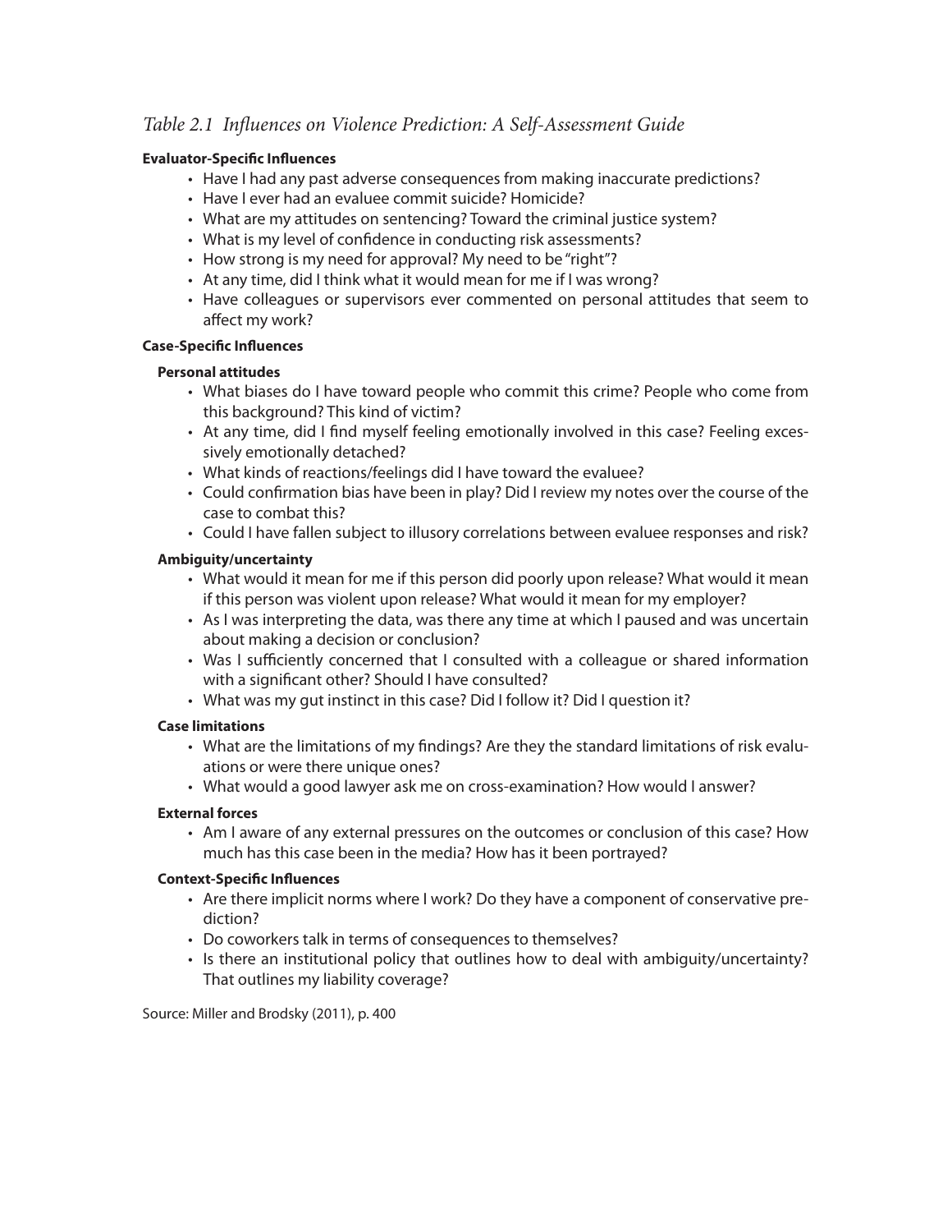*Table 2.1 Influences on Violence Prediction: A Self-Assessment Guide*

**Evaluator-Specific Influences**

- Have I had any past adverse consequences from making inaccurate predictions?
- Have I ever had an evaluee commit suicide? Homicide?
- What are my attitudes on sentencing? Toward the criminal justice system?
- What is my level of confidence in conducting risk assessments?
- How strong is my need for approval? My need to be "right"?
- At any time, did I think what it would mean for me if I was wrong?
- Have colleagues or supervisors ever commented on personal attitudes that seem to affect my work?

**Case-Specific Influences**

**Personal attitudes**

- What biases do I have toward people who commit this crime? People who come from this background? This kind of victim?
- At any time, did I find myself feeling emotionally involved in this case? Feeling excessively emotionally detached?
- What kinds of reactions/feelings did I have toward the evaluee?
- Could confirmation bias have been in play? Did I review my notes over the course of the case to combat this?
- Could I have fallen subject to illusory correlations between evaluee responses and risk?

**Ambiguity/uncertainty**

- What would it mean for me if this person did poorly upon release? What would it mean if this person was violent upon release? What would it mean for my employer?
- As I was interpreting the data, was there any time at which I paused and was uncertain about making a decision or conclusion?
- Was I sufficiently concerned that I consulted with a colleague or shared information with a significant other? Should I have consulted?
- What was my gut instinct in this case? Did I follow it? Did I question it?

**Case limitations**

- What are the limitations of my findings? Are they the standard limitations of risk evaluations or were there unique ones?
- What would a good lawyer ask me on cross-examination? How would I answer?

**External forces**

- Am I aware of any external pressures on the outcomes or conclusion of this case? How much has this case been in the media? How has it been portrayed?

**Context-Specific Influences**

- Are there implicit norms where I work? Do they have a component of conservative prediction?
- Do coworkers talk in terms of consequences to themselves?
- Is there an institutional policy that outlines how to deal with ambiguity/uncertainty? That outlines my liability coverage?

Source: Miller and Brodsky (2011), p. 400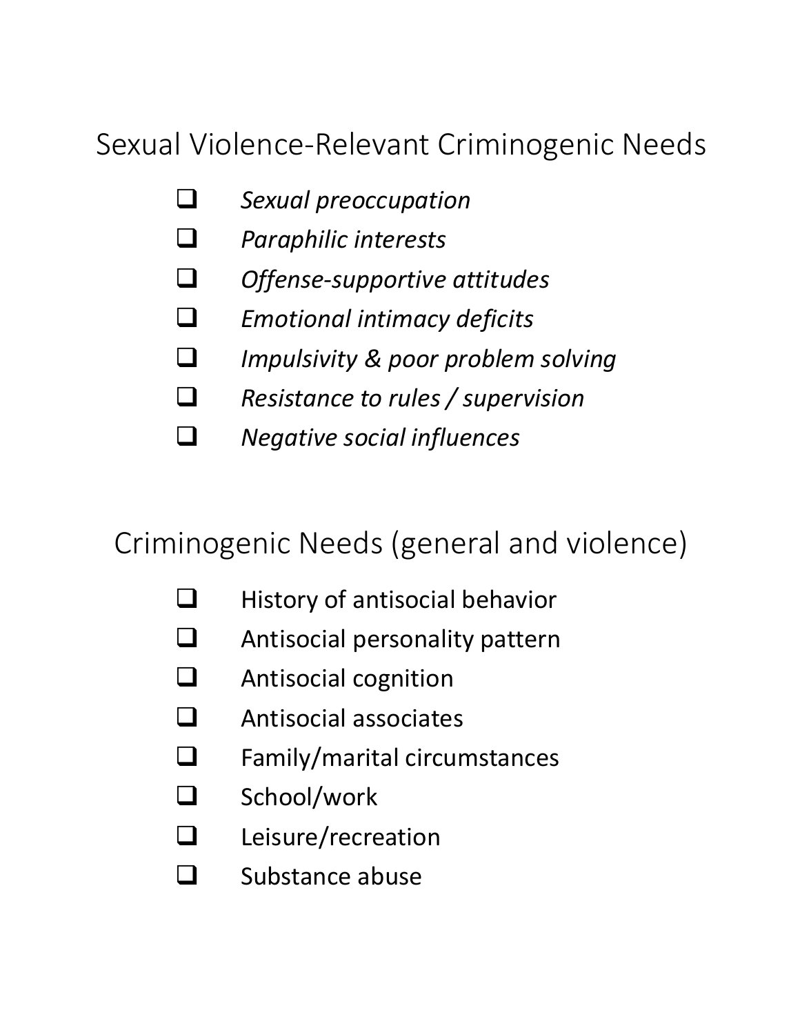## Sexual Violence-Relevant Criminogenic Needs

- [ ] *Sexual preoccupation*
- [ ] *Paraphilic interests*
- [ ] *Offense-supportive attitudes*
- [ ] *Emotional intimacy deficits*
- [ ] *Impulsivity & poor problem solving*
- [ ] *Resistance to rules / supervision*
- [ ] *Negative social influences*

## Criminogenic Needs (general and violence)

- [ ] History of antisocial behavior
- [ ] Antisocial personality pattern
- [ ] Antisocial cognition
- [ ] Antisocial associates
- [ ] Family/marital circumstances
- [ ] School/work
- [ ] Leisure/recreation
- [ ] Substance abuse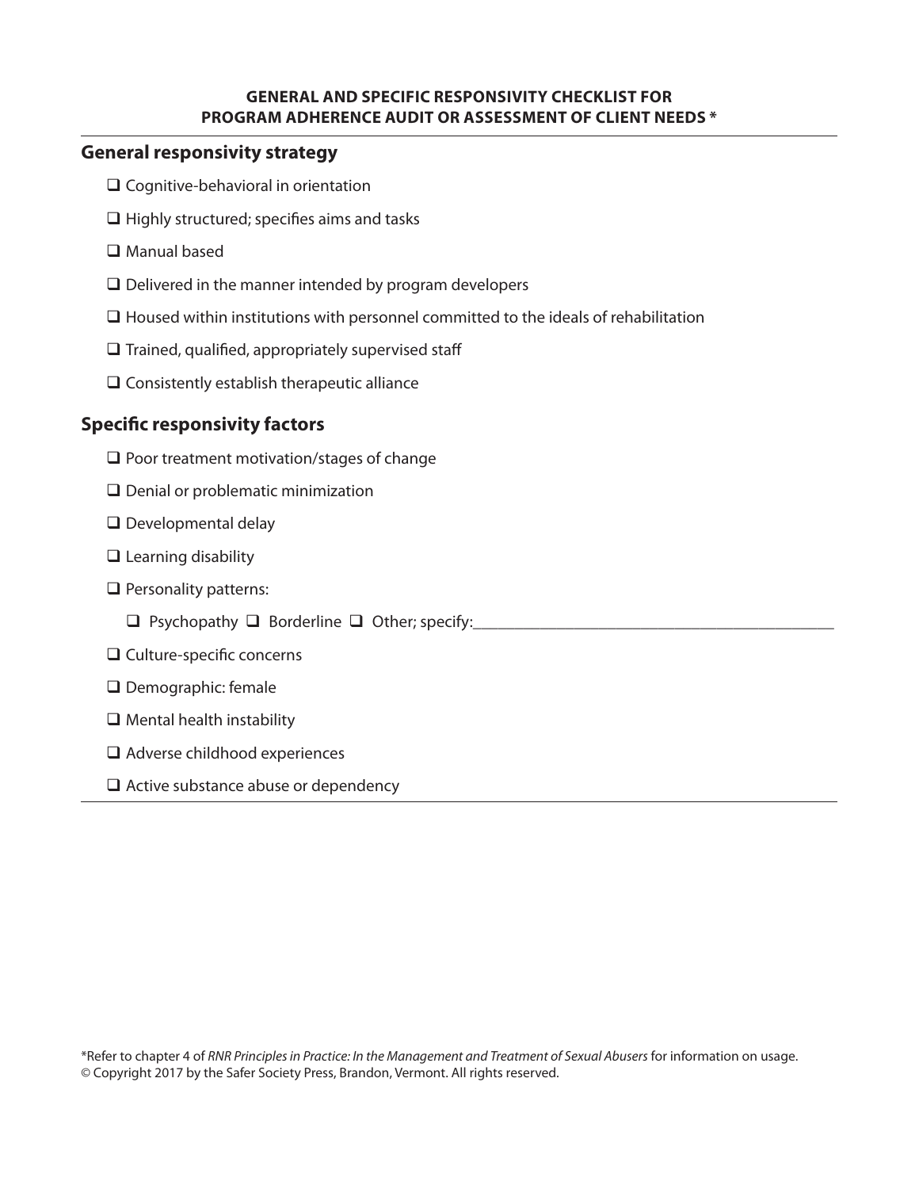**GENERAL AND SPECIFIC RESPONSIVITY CHECKLIST FOR PROGRAM ADHERENCE AUDIT OR ASSESSMENT OF CLIENT NEEDS ***

## General responsivity strategy

- ❑ Cognitive-behavioral in orientation
- ❑ Highly structured; specifies aims and tasks
- ❑ Manual based
- ❑ Delivered in the manner intended by program developers
- ❑ Housed within institutions with personnel committed to the ideals of rehabilitation
- ❑ Trained, qualified, appropriately supervised staff
- ❑ Consistently establish therapeutic alliance

## Specific responsivity factors

- ❑ Poor treatment motivation/stages of change
- ❑ Denial or problematic minimization
- ❑ Developmental delay
- ❑ Learning disability
- ❑ Personality patterns:
  - ❑ Psychopathy ❑ Borderline ❑ Other; specify:_____________________________________________
- ❑ Culture-specific concerns
- ❑ Demographic: female
- ❑ Mental health instability
- ❑ Adverse childhood experiences
- ❑ Active substance abuse or dependency

*Refer to chapter 4 of *RNR Principles in Practice: In the Management and Treatment of Sexual Abusers* for information on usage.
© Copyright 2017 by the Safer Society Press, Brandon, Vermont. All rights reserved.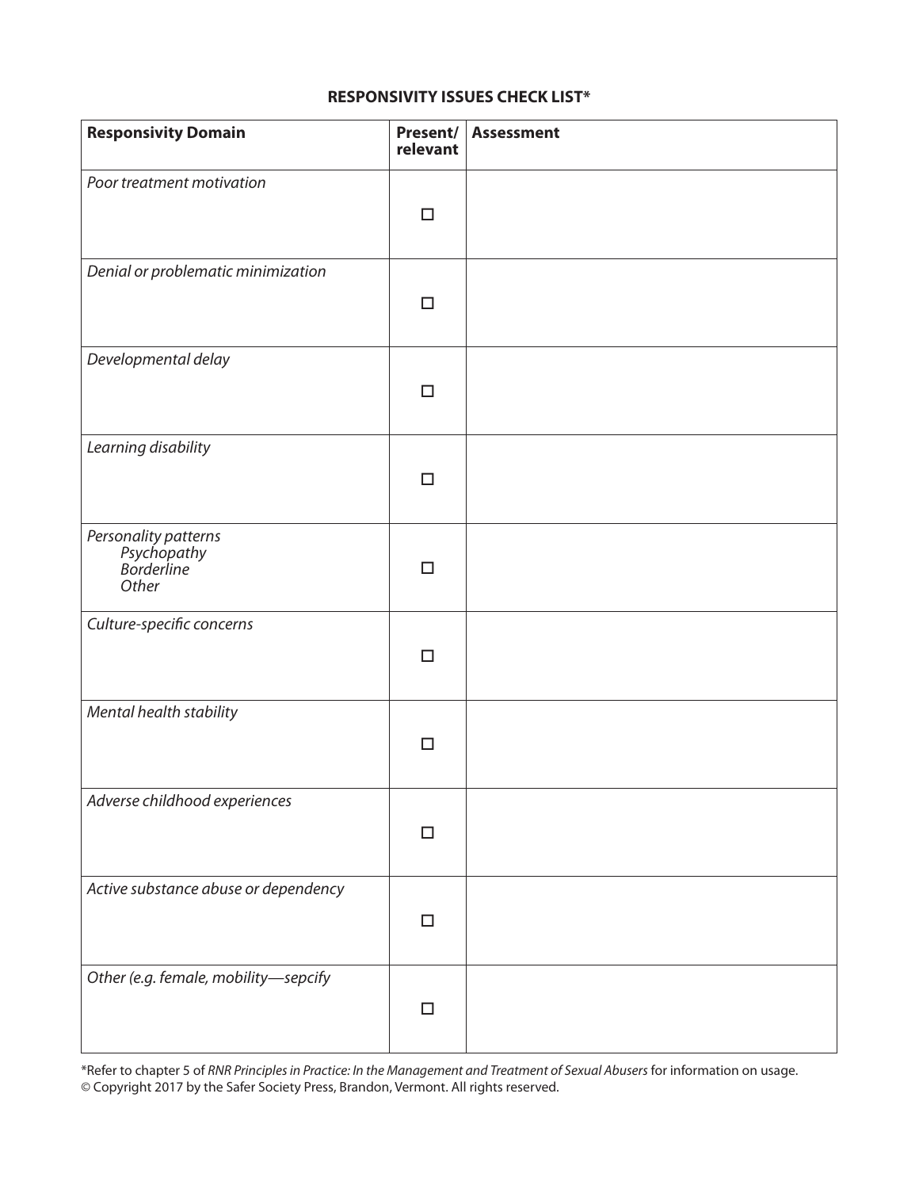**RESPONSIVITY ISSUES CHECK LIST***

| Responsivity Domain | Present/ relevant | Assessment |
|---|---|---|
| *Poor treatment motivation* | ☐ | |
| *Denial or problematic minimization* | ☐ | |
| *Developmental delay* | ☐ | |
| *Learning disability* | ☐ | |
| *Personality patterns*<br>*Psychopathy*<br>*Borderline*<br>*Other* | ☐ | |
| *Culture-specific concerns* | ☐ | |
| *Mental health stability* | ☐ | |
| *Adverse childhood experiences* | ☐ | |
| *Active substance abuse or dependency* | ☐ | |
| *Other (e.g. female, mobility—sepcify* | ☐ | |

*Refer to chapter 5 of *RNR Principles in Practice: In the Management and Treatment of Sexual Abusers* for information on usage.
© Copyright 2017 by the Safer Society Press, Brandon, Vermont. All rights reserved.